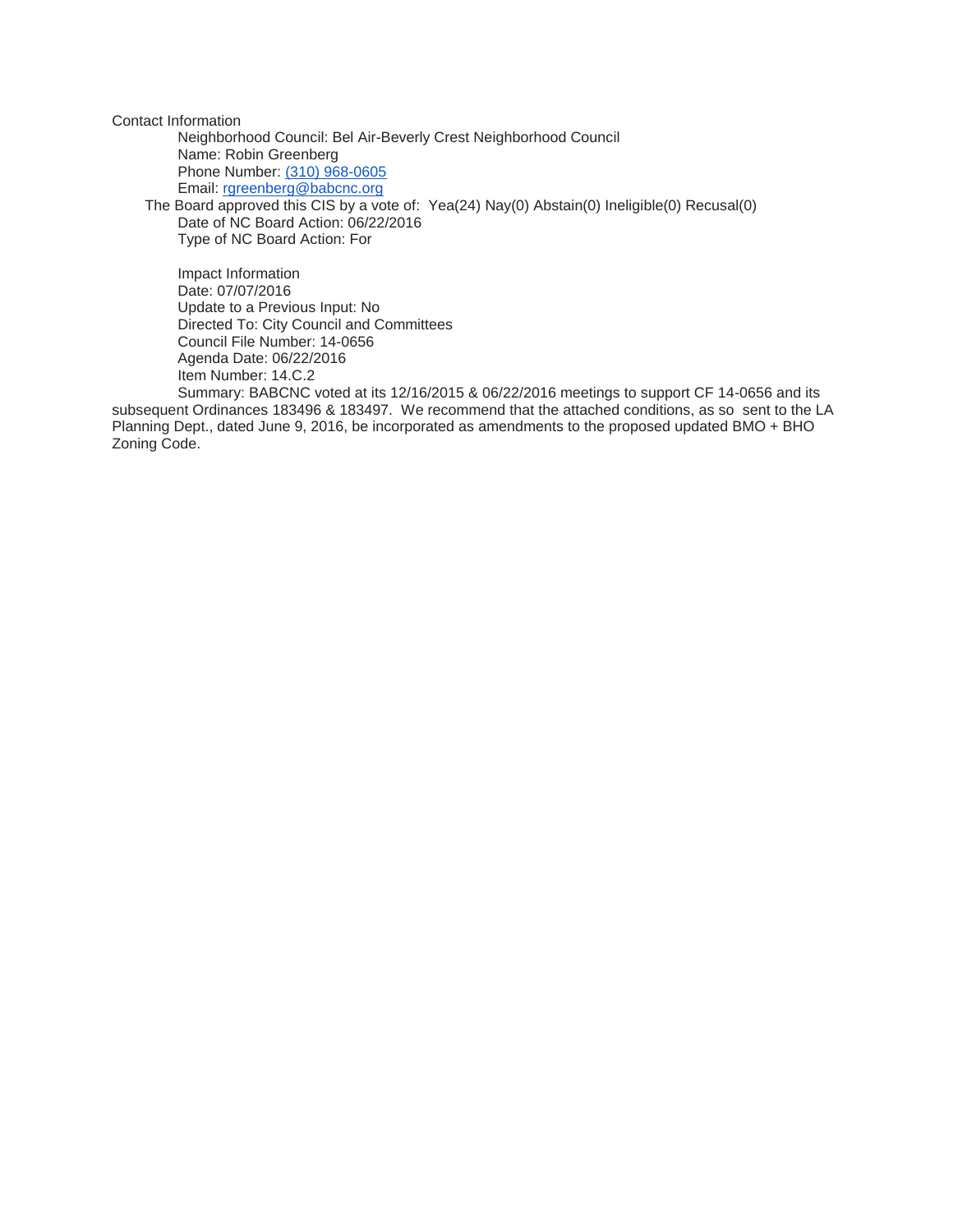Contact Information

Neighborhood Council: Bel Air-Beverly Crest Neighborhood Council
Name: Robin Greenberg
Phone Number: (310) 968-0605
Email: rgreenberg@babcnc.org

The Board approved this CIS by a vote of: Yea(24) Nay(0) Abstain(0) Ineligible(0) Recusal(0)
Date of NC Board Action: 06/22/2016
Type of NC Board Action: For

Impact Information
Date: 07/07/2016
Update to a Previous Input: No
Directed To: City Council and Committees
Council File Number: 14-0656
Agenda Date: 06/22/2016
Item Number: 14.C.2

Summary: BABCNC voted at its 12/16/2015 & 06/22/2016 meetings to support CF 14-0656 and its subsequent Ordinances 183496 & 183497. We recommend that the attached conditions, as so sent to the LA Planning Dept., dated June 9, 2016, be incorporated as amendments to the proposed updated BMO + BHO Zoning Code.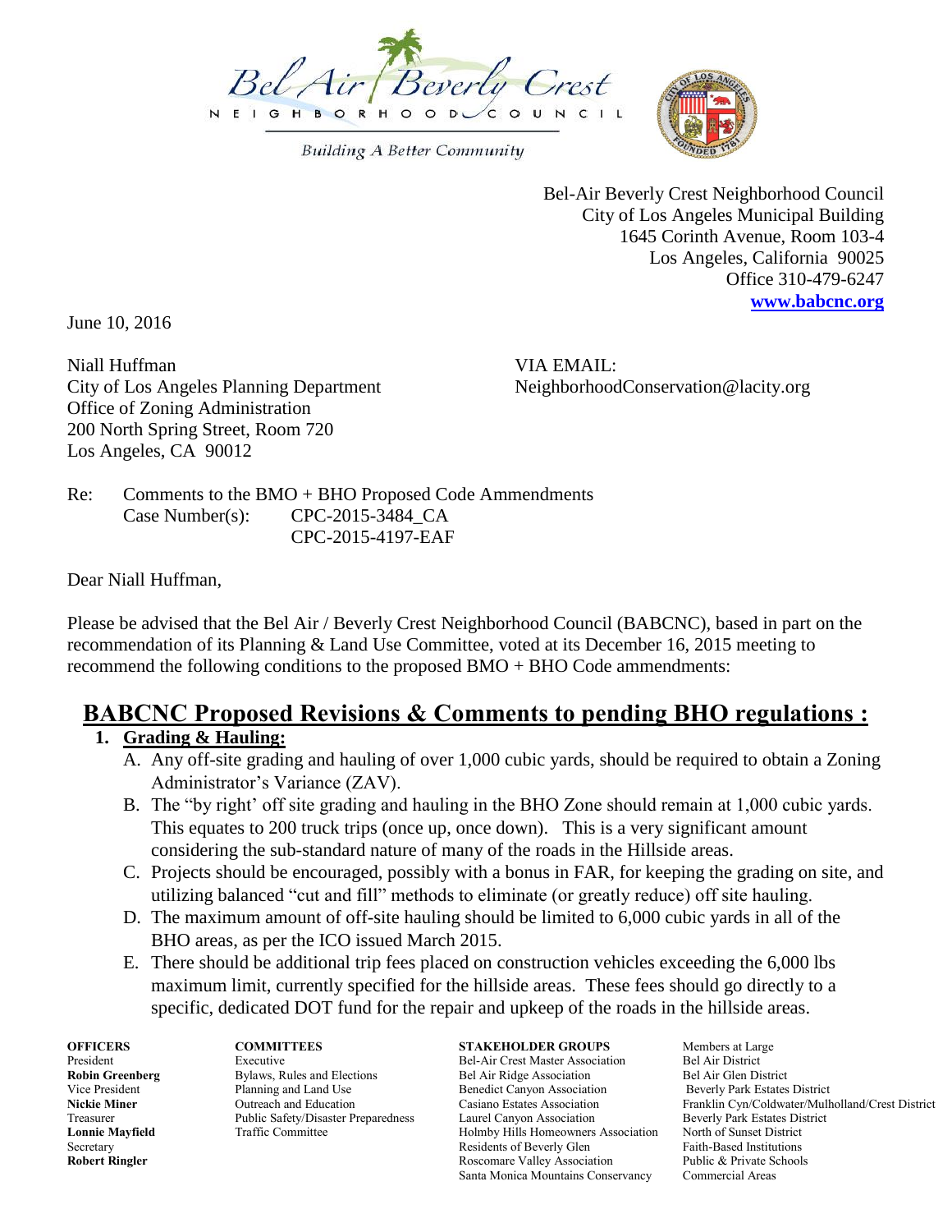Bel Air / Beverly Crest Neighborhood Council

Building A Better Community

Bel-Air Beverly Crest Neighborhood Council  
City of Los Angeles Municipal Building  
1645 Corinth Avenue, Room 103-4  
Los Angeles, California 90025  
Office 310-479-6247  
**www.babcnc.org**

June 10, 2016

Niall Huffman  
City of Los Angeles Planning Department  
Office of Zoning Administration  
200 North Spring Street, Room 720  
Los Angeles, CA 90012

VIA EMAIL:  
NeighborhoodConservation@lacity.org

Re: Comments to the BMO + BHO Proposed Code Ammendments  
Case Number(s): CPC-2015-3484_CA  
CPC-2015-4197-EAF

Dear Niall Huffman,

Please be advised that the Bel Air / Beverly Crest Neighborhood Council (BABCNC), based in part on the recommendation of its Planning & Land Use Committee, voted at its December 16, 2015 meeting to recommend the following conditions to the proposed BMO + BHO Code ammendments:

## BABCNC Proposed Revisions & Comments to pending BHO regulations :

1. **Grading & Hauling:**
   A. Any off-site grading and hauling of over 1,000 cubic yards, should be required to obtain a Zoning Administrator's Variance (ZAV).
   B. The "by right' off site grading and hauling in the BHO Zone should remain at 1,000 cubic yards. This equates to 200 truck trips (once up, once down). This is a very significant amount considering the sub-standard nature of many of the roads in the Hillside areas.
   C. Projects should be encouraged, possibly with a bonus in FAR, for keeping the grading on site, and utilizing balanced "cut and fill" methods to eliminate (or greatly reduce) off site hauling.
   D. The maximum amount of off-site hauling should be limited to 6,000 cubic yards in all of the BHO areas, as per the ICO issued March 2015.
   E. There should be additional trip fees placed on construction vehicles exceeding the 6,000 lbs maximum limit, currently specified for the hillside areas. These fees should go directly to a specific, dedicated DOT fund for the repair and upkeep of the roads in the hillside areas.

| OFFICERS | COMMITTEES | STAKEHOLDER GROUPS | Members at Large |
|---|---|---|---|
| President | Executive | Bel-Air Crest Master Association | Bel Air District |
| **Robin Greenberg** | Bylaws, Rules and Elections | Bel Air Ridge Association | Bel Air Glen District |
| Vice President | Planning and Land Use | Benedict Canyon Association | Beverly Park Estates District |
| **Nickie Miner** | Outreach and Education | Casiano Estates Association | Franklin Cyn/Coldwater/Mulholland/Crest District |
| Treasurer | Public Safety/Disaster Preparedness | Laurel Canyon Association | Beverly Park Estates District |
| **Lonnie Mayfield** | Traffic Committee | Holmby Hills Homeowners Association | North of Sunset District |
| Secretary | | Residents of Beverly Glen | Faith-Based Institutions |
| **Robert Ringler** | | Roscomare Valley Association | Public & Private Schools |
| | | Santa Monica Mountains Conservancy | Commercial Areas |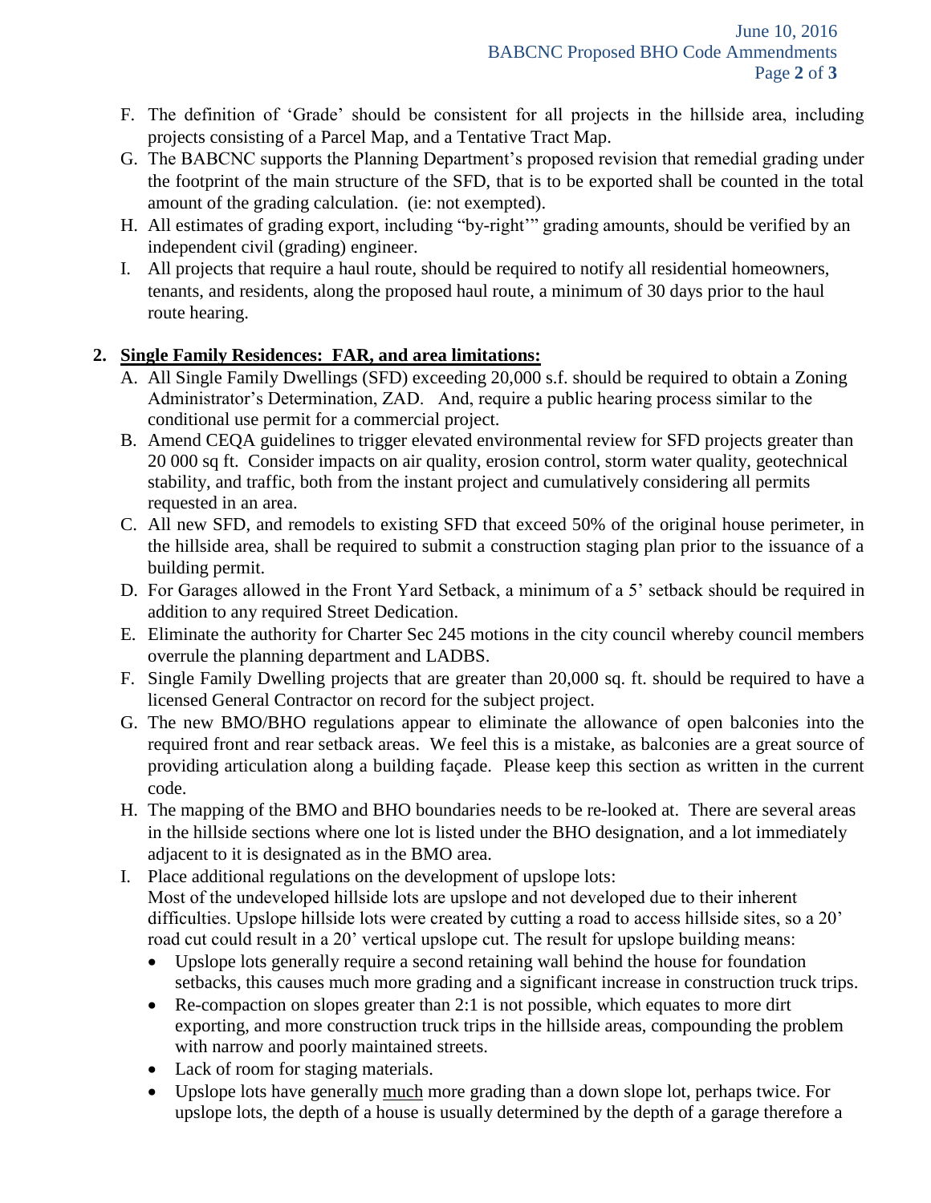F. The definition of 'Grade' should be consistent for all projects in the hillside area, including projects consisting of a Parcel Map, and a Tentative Tract Map.

G. The BABCNC supports the Planning Department's proposed revision that remedial grading under the footprint of the main structure of the SFD, that is to be exported shall be counted in the total amount of the grading calculation. (ie: not exempted).

H. All estimates of grading export, including "by-right'" grading amounts, should be verified by an independent civil (grading) engineer.

I. All projects that require a haul route, should be required to notify all residential homeowners, tenants, and residents, along the proposed haul route, a minimum of 30 days prior to the haul route hearing.

**2. <u>Single Family Residences: FAR, and area limitations:</u>**

A. All Single Family Dwellings (SFD) exceeding 20,000 s.f. should be required to obtain a Zoning Administrator's Determination, ZAD. And, require a public hearing process similar to the conditional use permit for a commercial project.

B. Amend CEQA guidelines to trigger elevated environmental review for SFD projects greater than 20 000 sq ft. Consider impacts on air quality, erosion control, storm water quality, geotechnical stability, and traffic, both from the instant project and cumulatively considering all permits requested in an area.

C. All new SFD, and remodels to existing SFD that exceed 50% of the original house perimeter, in the hillside area, shall be required to submit a construction staging plan prior to the issuance of a building permit.

D. For Garages allowed in the Front Yard Setback, a minimum of a 5' setback should be required in addition to any required Street Dedication.

E. Eliminate the authority for Charter Sec 245 motions in the city council whereby council members overrule the planning department and LADBS.

F. Single Family Dwelling projects that are greater than 20,000 sq. ft. should be required to have a licensed General Contractor on record for the subject project.

G. The new BMO/BHO regulations appear to eliminate the allowance of open balconies into the required front and rear setback areas. We feel this is a mistake, as balconies are a great source of providing articulation along a building façade. Please keep this section as written in the current code.

H. The mapping of the BMO and BHO boundaries needs to be re-looked at. There are several areas in the hillside sections where one lot is listed under the BHO designation, and a lot immediately adjacent to it is designated as in the BMO area.

I. Place additional regulations on the development of upslope lots:
Most of the undeveloped hillside lots are upslope and not developed due to their inherent difficulties. Upslope hillside lots were created by cutting a road to access hillside sites, so a 20' road cut could result in a 20' vertical upslope cut. The result for upslope building means:

- Upslope lots generally require a second retaining wall behind the house for foundation setbacks, this causes much more grading and a significant increase in construction truck trips.
- Re-compaction on slopes greater than 2:1 is not possible, which equates to more dirt exporting, and more construction truck trips in the hillside areas, compounding the problem with narrow and poorly maintained streets.
- Lack of room for staging materials.
- Upslope lots have generally <u>much</u> more grading than a down slope lot, perhaps twice. For upslope lots, the depth of a house is usually determined by the depth of a garage therefore a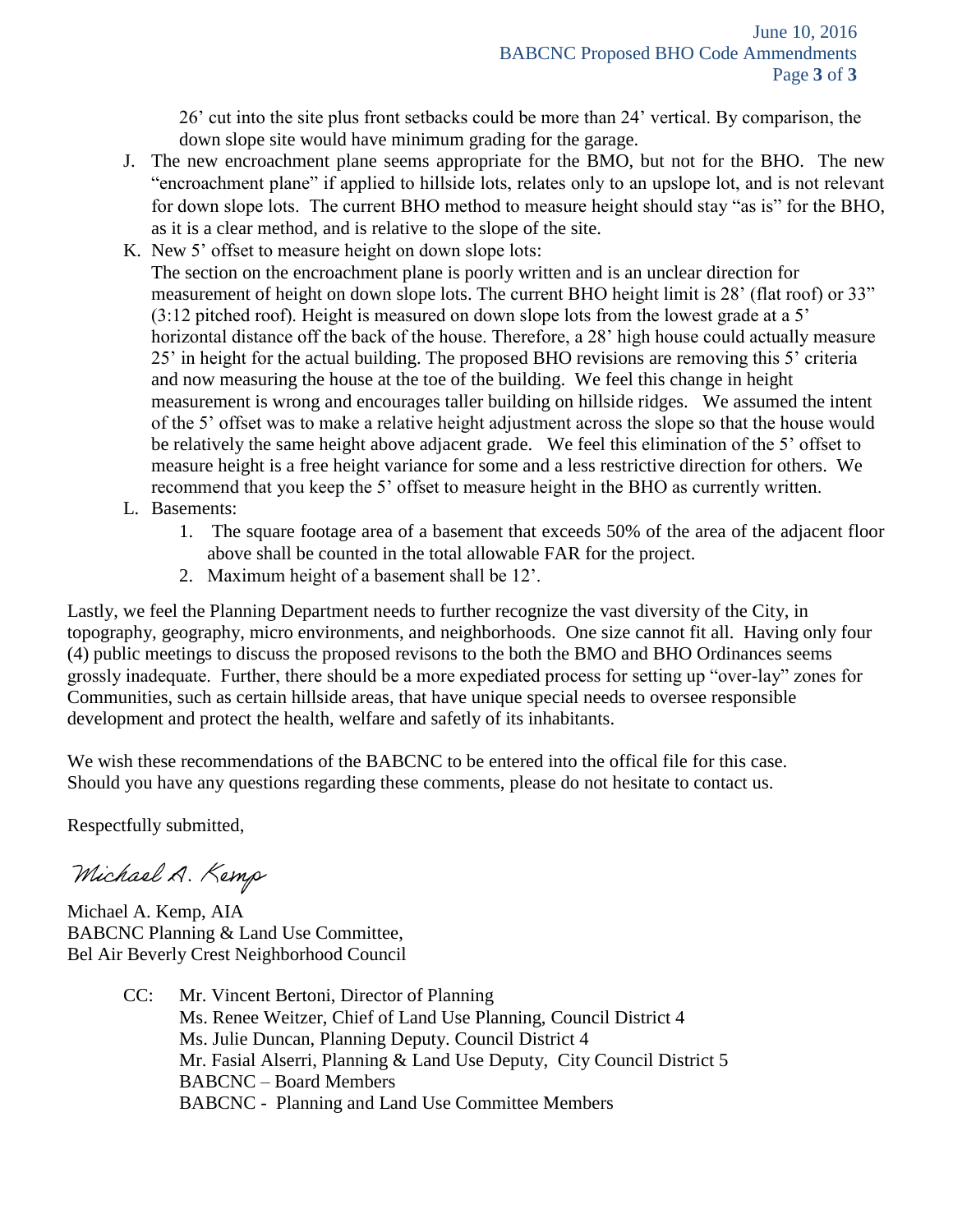26' cut into the site plus front setbacks could be more than 24' vertical. By comparison, the down slope site would have minimum grading for the garage.

J. The new encroachment plane seems appropriate for the BMO, but not for the BHO. The new "encroachment plane" if applied to hillside lots, relates only to an upslope lot, and is not relevant for down slope lots. The current BHO method to measure height should stay "as is" for the BHO, as it is a clear method, and is relative to the slope of the site.

K. New 5' offset to measure height on down slope lots:
The section on the encroachment plane is poorly written and is an unclear direction for measurement of height on down slope lots. The current BHO height limit is 28' (flat roof) or 33" (3:12 pitched roof). Height is measured on down slope lots from the lowest grade at a 5' horizontal distance off the back of the house. Therefore, a 28' high house could actually measure 25' in height for the actual building. The proposed BHO revisions are removing this 5' criteria and now measuring the house at the toe of the building. We feel this change in height measurement is wrong and encourages taller building on hillside ridges. We assumed the intent of the 5' offset was to make a relative height adjustment across the slope so that the house would be relatively the same height above adjacent grade. We feel this elimination of the 5' offset to measure height is a free height variance for some and a less restrictive direction for others. We recommend that you keep the 5' offset to measure height in the BHO as currently written.

L. Basements:
   1. The square footage area of a basement that exceeds 50% of the area of the adjacent floor above shall be counted in the total allowable FAR for the project.
   2. Maximum height of a basement shall be 12'.

Lastly, we feel the Planning Department needs to further recognize the vast diversity of the City, in topography, geography, micro environments, and neighborhoods. One size cannot fit all. Having only four (4) public meetings to discuss the proposed revisons to the both the BMO and BHO Ordinances seems grossly inadequate. Further, there should be a more expediated process for setting up "over-lay" zones for Communities, such as certain hillside areas, that have unique special needs to oversee responsible development and protect the health, welfare and safetly of its inhabitants.

We wish these recommendations of the BABCNC to be entered into the offical file for this case. Should you have any questions regarding these comments, please do not hesitate to contact us.

Respectfully submitted,

*Michael A. Kemp*

Michael A. Kemp, AIA
BABCNC Planning & Land Use Committee,
Bel Air Beverly Crest Neighborhood Council

CC: Mr. Vincent Bertoni, Director of Planning
Ms. Renee Weitzer, Chief of Land Use Planning, Council District 4
Ms. Julie Duncan, Planning Deputy. Council District 4
Mr. Fasial Alserri, Planning & Land Use Deputy, City Council District 5
BABCNC – Board Members
BABCNC - Planning and Land Use Committee Members